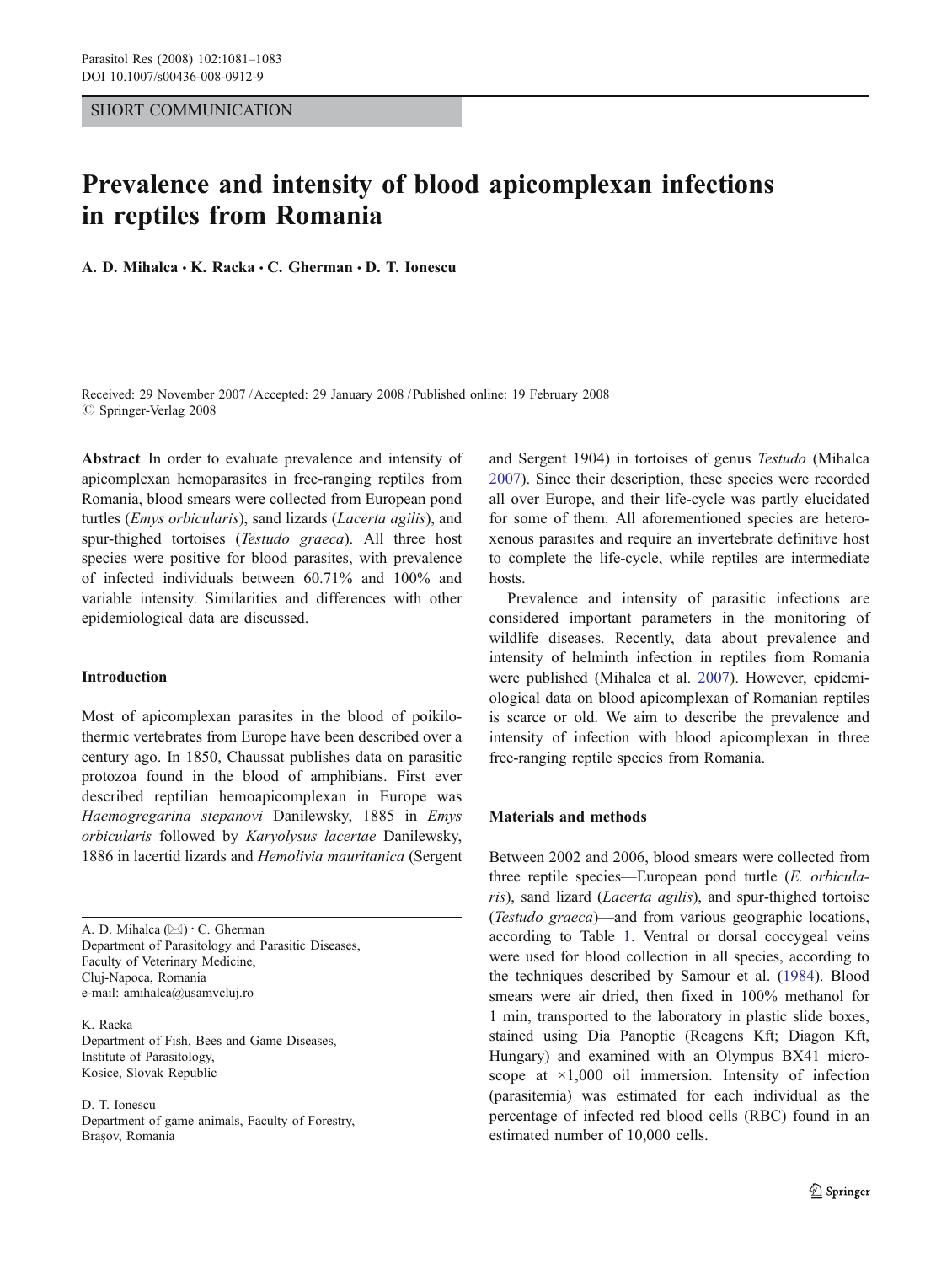SHORT COMMUNICATION

# Prevalence and intensity of blood apicomplexan infections in reptiles from Romania

**A. D. Mihalca · K. Racka · C. Gherman · D. T. Ionescu**

Received: 29 November 2007 / Accepted: 29 January 2008 / Published online: 19 February 2008
© Springer-Verlag 2008

**Abstract** In order to evaluate prevalence and intensity of apicomplexan hemoparasites in free-ranging reptiles from Romania, blood smears were collected from European pond turtles (*Emys orbicularis*), sand lizards (*Lacerta agilis*), and spur-thighed tortoises (*Testudo graeca*). All three host species were positive for blood parasites, with prevalence of infected individuals between 60.71% and 100% and variable intensity. Similarities and differences with other epidemiological data are discussed.

## Introduction

Most of apicomplexan parasites in the blood of poikilothermic vertebrates from Europe have been described over a century ago. In 1850, Chaussat publishes data on parasitic protozoa found in the blood of amphibians. First ever described reptilian hemoapicomplexan in Europe was *Haemogregarina stepanovi* Danilewsky, 1885 in *Emys orbicularis* followed by *Karyolysus lacertae* Danilewsky, 1886 in lacertid lizards and *Hemolivia mauritanica* (Sergent and Sergent 1904) in tortoises of genus *Testudo* (Mihalca 2007). Since their description, these species were recorded all over Europe, and their life-cycle was partly elucidated for some of them. All aforementioned species are heteroxenous parasites and require an invertebrate definitive host to complete the life-cycle, while reptiles are intermediate hosts.

Prevalence and intensity of parasitic infections are considered important parameters in the monitoring of wildlife diseases. Recently, data about prevalence and intensity of helminth infection in reptiles from Romania were published (Mihalca et al. 2007). However, epidemiological data on blood apicomplexan of Romanian reptiles is scarce or old. We aim to describe the prevalence and intensity of infection with blood apicomplexan in three free-ranging reptile species from Romania.

## Materials and methods

Between 2002 and 2006, blood smears were collected from three reptile species—European pond turtle (*E. orbicularis*), sand lizard (*Lacerta agilis*), and spur-thighed tortoise (*Testudo graeca*)—and from various geographic locations, according to Table 1. Ventral or dorsal coccygeal veins were used for blood collection in all species, according to the techniques described by Samour et al. (1984). Blood smears were air dried, then fixed in 100% methanol for 1 min, transported to the laboratory in plastic slide boxes, stained using Dia Panoptic (Reagens Kft; Diagon Kft, Hungary) and examined with an Olympus BX41 microscope at ×1,000 oil immersion. Intensity of infection (parasitemia) was estimated for each individual as the percentage of infected red blood cells (RBC) found in an estimated number of 10,000 cells.

---

A. D. Mihalca (✉) · C. Gherman
Department of Parasitology and Parasitic Diseases,
Faculty of Veterinary Medicine,
Cluj-Napoca, Romania
e-mail: amihalca@usamvcluj.ro

K. Racka
Department of Fish, Bees and Game Diseases,
Institute of Parasitology,
Kosice, Slovak Republic

D. T. Ionescu
Department of game animals, Faculty of Forestry,
Brașov, Romania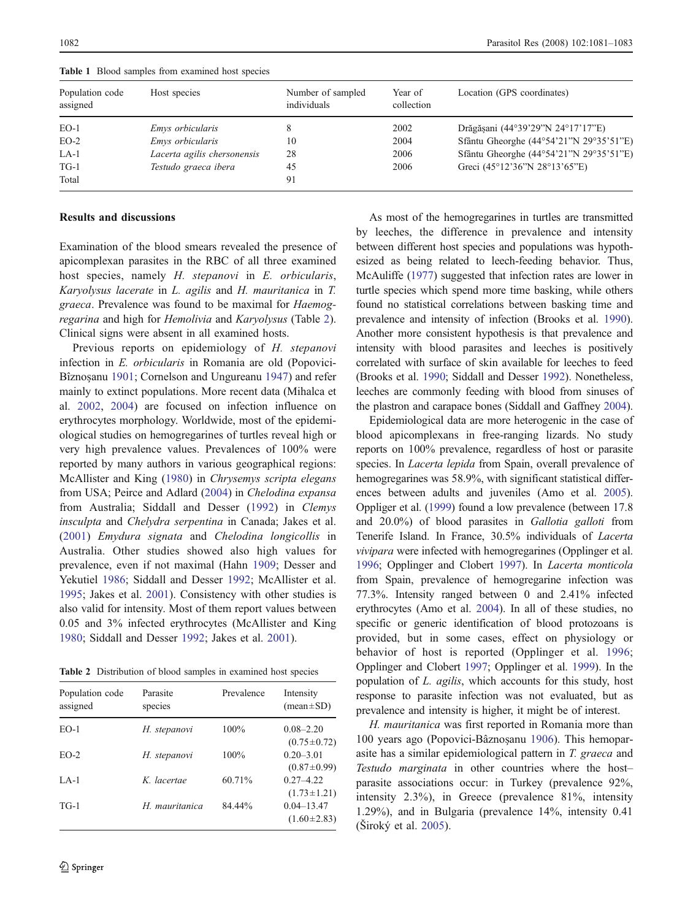**Table 1** Blood samples from examined host species

| Population code assigned | Host species | Number of sampled individuals | Year of collection | Location (GPS coordinates) |
|---|---|---|---|---|
| EO-1 | *Emys orbicularis* | 8 | 2002 | Drăgășani (44°39'29"N 24°17'17"E) |
| EO-2 | *Emys orbicularis* | 10 | 2004 | Sfântu Gheorghe (44°54'21"N 29°35'51"E) |
| LA-1 | *Lacerta agilis chersonensis* | 28 | 2006 | Sfântu Gheorghe (44°54'21"N 29°35'51"E) |
| TG-1 | *Testudo graeca ibera* | 45 | 2006 | Greci (45°12'36"N 28°13'65"E) |
| Total | | 91 | | |

## Results and discussions

Examination of the blood smears revealed the presence of apicomplexan parasites in the RBC of all three examined host species, namely *H. stepanovi* in *E. orbicularis*, *Karyolysus lacerate* in *L. agilis* and *H. mauritanica* in *T. graeca*. Prevalence was found to be maximal for *Haemogregarina* and high for *Hemolivia* and *Karyolysus* (Table 2). Clinical signs were absent in all examined hosts.

Previous reports on epidemiology of *H. stepanovi* infection in *E. orbicularis* in Romania are old (Popovici-Bîznoșanu 1901; Cornelson and Ungureanu 1947) and refer mainly to extinct populations. More recent data (Mihalca et al. 2002, 2004) are focused on infection influence on erythrocytes morphology. Worldwide, most of the epidemiological studies on hemogregarines of turtles reveal high or very high prevalence values. Prevalences of 100% were reported by many authors in various geographical regions: McAllister and King (1980) in *Chrysemys scripta elegans* from USA; Peirce and Adlard (2004) in *Chelodina expansa* from Australia; Siddall and Desser (1992) in *Clemys insculpta* and *Chelydra serpentina* in Canada; Jakes et al. (2001) *Emydura signata* and *Chelodina longicollis* in Australia. Other studies showed also high values for prevalence, even if not maximal (Hahn 1909; Desser and Yekutiel 1986; Siddall and Desser 1992; McAllister et al. 1995; Jakes et al. 2001). Consistency with other studies is also valid for intensity. Most of them report values between 0.05 and 3% infected erythrocytes (McAllister and King 1980; Siddall and Desser 1992; Jakes et al. 2001).

**Table 2** Distribution of blood samples in examined host species

| Population code assigned | Parasite species | Prevalence | Intensity (mean±SD) |
|---|---|---|---|
| EO-1 | *H. stepanovi* | 100% | 0.08–2.20 (0.75±0.72) |
| EO-2 | *H. stepanovi* | 100% | 0.20–3.01 (0.87±0.99) |
| LA-1 | *K. lacertae* | 60.71% | 0.27–4.22 (1.73±1.21) |
| TG-1 | *H. mauritanica* | 84.44% | 0.04–13.47 (1.60±2.83) |

As most of the hemogregarines in turtles are transmitted by leeches, the difference in prevalence and intensity between different host species and populations was hypothesized as being related to leech-feeding behavior. Thus, McAuliffe (1977) suggested that infection rates are lower in turtle species which spend more time basking, while others found no statistical correlations between basking time and prevalence and intensity of infection (Brooks et al. 1990). Another more consistent hypothesis is that prevalence and intensity with blood parasites and leeches is positively correlated with surface of skin available for leeches to feed (Brooks et al. 1990; Siddall and Desser 1992). Nonetheless, leeches are commonly feeding with blood from sinuses of the plastron and carapace bones (Siddall and Gaffney 2004).

Epidemiological data are more heterogenic in the case of blood apicomplexans in free-ranging lizards. No study reports on 100% prevalence, regardless of host or parasite species. In *Lacerta lepida* from Spain, overall prevalence of hemogregarines was 58.9%, with significant statistical differences between adults and juveniles (Amo et al. 2005). Oppliger et al. (1999) found a low prevalence (between 17.8 and 20.0%) of blood parasites in *Gallotia galloti* from Tenerife Island. In France, 30.5% individuals of *Lacerta vivipara* were infected with hemogregarines (Opplinger et al. 1996; Opplinger and Clobert 1997). In *Lacerta monticola* from Spain, prevalence of hemogregarine infection was 77.3%. Intensity ranged between 0 and 2.41% infected erythrocytes (Amo et al. 2004). In all of these studies, no specific or generic identification of blood protozoans is provided, but in some cases, effect on physiology or behavior of host is reported (Opplinger et al. 1996; Opplinger and Clobert 1997; Opplinger et al. 1999). In the population of *L. agilis*, which accounts for this study, host response to parasite infection was not evaluated, but as prevalence and intensity is higher, it might be of interest.

*H. mauritanica* was first reported in Romania more than 100 years ago (Popovici-Bâznoșanu 1906). This hemoparasite has a similar epidemiological pattern in *T. graeca* and *Testudo marginata* in other countries where the host–parasite associations occur: in Turkey (prevalence 92%, intensity 2.3%), in Greece (prevalence 81%, intensity 1.29%), and in Bulgaria (prevalence 14%, intensity 0.41 (Široký et al. 2005).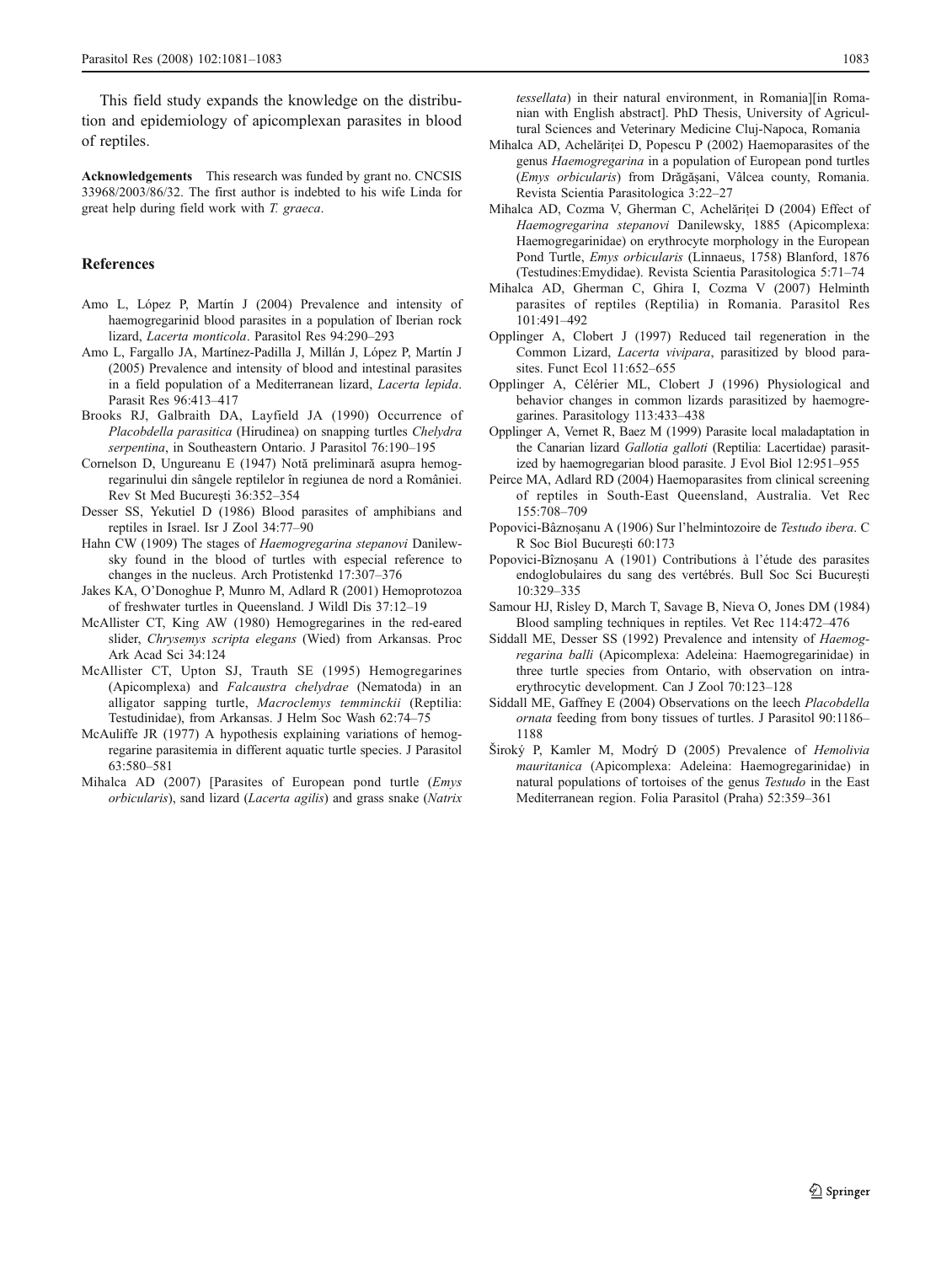This field study expands the knowledge on the distribution and epidemiology of apicomplexan parasites in blood of reptiles.

**Acknowledgements** This research was funded by grant no. CNCSIS 33968/2003/86/32. The first author is indebted to his wife Linda for great help during field work with *T. graeca*.

## References

- Amo L, López P, Martín J (2004) Prevalence and intensity of haemogregarinid blood parasites in a population of Iberian rock lizard, *Lacerta monticola*. Parasitol Res 94:290–293
- Amo L, Fargallo JA, Martínez-Padilla J, Millán J, López P, Martín J (2005) Prevalence and intensity of blood and intestinal parasites in a field population of a Mediterranean lizard, *Lacerta lepida*. Parasit Res 96:413–417
- Brooks RJ, Galbraith DA, Layfield JA (1990) Occurrence of *Placobdella parasitica* (Hirudinea) on snapping turtles *Chelydra serpentina*, in Southeastern Ontario. J Parasitol 76:190–195
- Cornelson D, Ungureanu E (1947) Notă preliminară asupra hemogregarinului din sângele reptilelor în regiunea de nord a României. Rev St Med București 36:352–354
- Desser SS, Yekutiel D (1986) Blood parasites of amphibians and reptiles in Israel. Isr J Zool 34:77–90
- Hahn CW (1909) The stages of *Haemogregarina stepanovi* Danilewsky found in the blood of turtles with especial reference to changes in the nucleus. Arch Protistenkd 17:307–376
- Jakes KA, O'Donoghue P, Munro M, Adlard R (2001) Hemoprotozoa of freshwater turtles in Queensland. J Wildl Dis 37:12–19
- McAllister CT, King AW (1980) Hemogregarines in the red-eared slider, *Chrysemys scripta elegans* (Wied) from Arkansas. Proc Ark Acad Sci 34:124
- McAllister CT, Upton SJ, Trauth SE (1995) Hemogregarines (Apicomplexa) and *Falcaustra chelydrae* (Nematoda) in an alligator sapping turtle, *Macroclemys temminckii* (Reptilia: Testudinidae), from Arkansas. J Helm Soc Wash 62:74–75
- McAuliffe JR (1977) A hypothesis explaining variations of hemogregarine parasitemia in different aquatic turtle species. J Parasitol 63:580–581
- Mihalca AD (2007) [Parasites of European pond turtle (*Emys orbicularis*), sand lizard (*Lacerta agilis*) and grass snake (*Natrix tessellata*) in their natural environment, in Romania][in Romanian with English abstract]. PhD Thesis, University of Agricultural Sciences and Veterinary Medicine Cluj-Napoca, Romania
- Mihalca AD, Achelăriței D, Popescu P (2002) Haemoparasites of the genus *Haemogregarina* in a population of European pond turtles (*Emys orbicularis*) from Drăgășani, Vâlcea county, Romania. Revista Scientia Parasitologica 3:22–27
- Mihalca AD, Cozma V, Gherman C, Achelăriței D (2004) Effect of *Haemogregarina stepanovi* Danilewsky, 1885 (Apicomplexa: Haemogregarinidae) on erythrocyte morphology in the European Pond Turtle, *Emys orbicularis* (Linnaeus, 1758) Blanford, 1876 (Testudines:Emydidae). Revista Scientia Parasitologica 5:71–74
- Mihalca AD, Gherman C, Ghira I, Cozma V (2007) Helminth parasites of reptiles (Reptilia) in Romania. Parasitol Res 101:491–492
- Opplinger A, Clobert J (1997) Reduced tail regeneration in the Common Lizard, *Lacerta vivipara*, parasitized by blood parasites. Funct Ecol 11:652–655
- Opplinger A, Célérier ML, Clobert J (1996) Physiological and behavior changes in common lizards parasitized by haemogregarines. Parasitology 113:433–438
- Opplinger A, Vernet R, Baez M (1999) Parasite local maladaptation in the Canarian lizard *Gallotia galloti* (Reptilia: Lacertidae) parasitized by haemogregarian blood parasite. J Evol Biol 12:951–955
- Peirce MA, Adlard RD (2004) Haemoparasites from clinical screening of reptiles in South-East Queensland, Australia. Vet Rec 155:708–709
- Popovici-Bâznoșanu A (1906) Sur l'helmintozoire de *Testudo ibera*. C R Soc Biol București 60:173
- Popovici-Bîznoșanu A (1901) Contributions à l'étude des parasites endoglobulaires du sang des vertébrés. Bull Soc Sci București 10:329–335
- Samour HJ, Risley D, March T, Savage B, Nieva O, Jones DM (1984) Blood sampling techniques in reptiles. Vet Rec 114:472–476
- Siddall ME, Desser SS (1992) Prevalence and intensity of *Haemogregarina balli* (Apicomplexa: Adeleina: Haemogregarinidae) in three turtle species from Ontario, with observation on intraerythrocytic development. Can J Zool 70:123–128
- Siddall ME, Gaffney E (2004) Observations on the leech *Placobdella ornata* feeding from bony tissues of turtles. J Parasitol 90:1186–1188
- Široký P, Kamler M, Modrý D (2005) Prevalence of *Hemolivia mauritanica* (Apicomplexa: Adeleina: Haemogregarinidae) in natural populations of tortoises of the genus *Testudo* in the East Mediterranean region. Folia Parasitol (Praha) 52:359–361